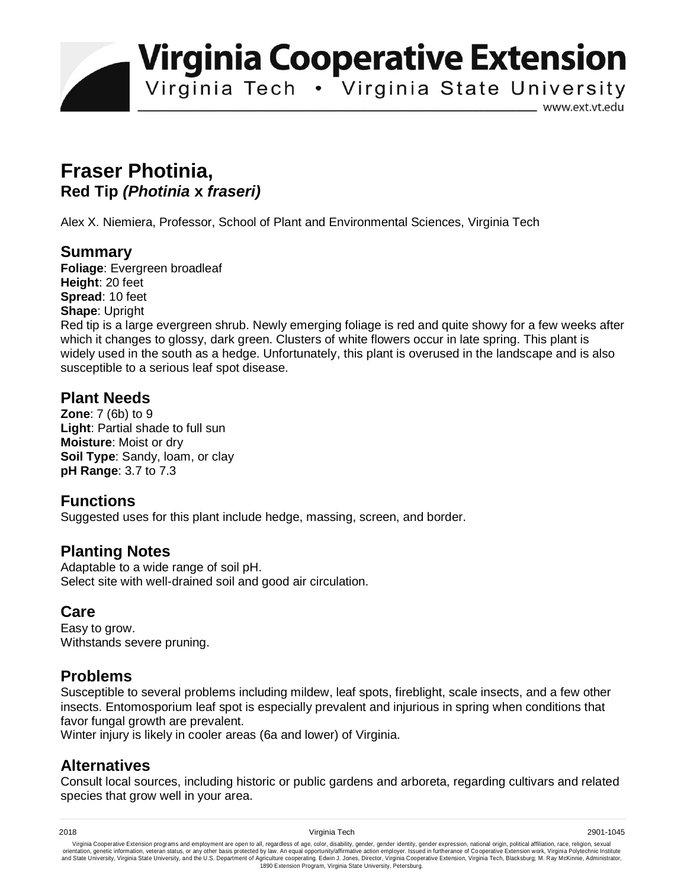# Virginia Cooperative Extension

Virginia Tech • Virginia State University

www.ext.vt.edu

# Fraser Photinia,
## Red Tip *(Photinia* x *fraseri)*

Alex X. Niemiera, Professor, School of Plant and Environmental Sciences, Virginia Tech

## Summary

**Foliage**: Evergreen broadleaf
**Height**: 20 feet
**Spread**: 10 feet
**Shape**: Upright
Red tip is a large evergreen shrub. Newly emerging foliage is red and quite showy for a few weeks after which it changes to glossy, dark green. Clusters of white flowers occur in late spring. This plant is widely used in the south as a hedge. Unfortunately, this plant is overused in the landscape and is also susceptible to a serious leaf spot disease.

## Plant Needs

**Zone**: 7 (6b) to 9
**Light**: Partial shade to full sun
**Moisture**: Moist or dry
**Soil Type**: Sandy, loam, or clay
**pH Range**: 3.7 to 7.3

## Functions

Suggested uses for this plant include hedge, massing, screen, and border.

## Planting Notes

Adaptable to a wide range of soil pH.
Select site with well-drained soil and good air circulation.

## Care

Easy to grow.
Withstands severe pruning.

## Problems

Susceptible to several problems including mildew, leaf spots, fireblight, scale insects, and a few other insects. Entomosporium leaf spot is especially prevalent and injurious in spring when conditions that favor fungal growth are prevalent.
Winter injury is likely in cooler areas (6a and lower) of Virginia.

## Alternatives

Consult local sources, including historic or public gardens and arboreta, regarding cultivars and related species that grow well in your area.

2018 Virginia Tech 2901-1045

Virginia Cooperative Extension programs and employment are open to all, regardless of age, color, disability, gender, gender identity, gender expression, national origin, political affiliation, race, religion, sexual orientation, genetic information, veteran status, or any other basis protected by law. An equal opportunity/affirmative action employer. Issued in furtherance of Cooperative Extension work, Virginia Polytechnic Institute and State University, Virginia State University, and the U.S. Department of Agriculture cooperating. Edwin J. Jones, Director, Virginia Cooperative Extension, Virginia Tech, Blacksburg; M. Ray McKinnie, Administrator, 1890 Extension Program, Virginia State University, Petersburg.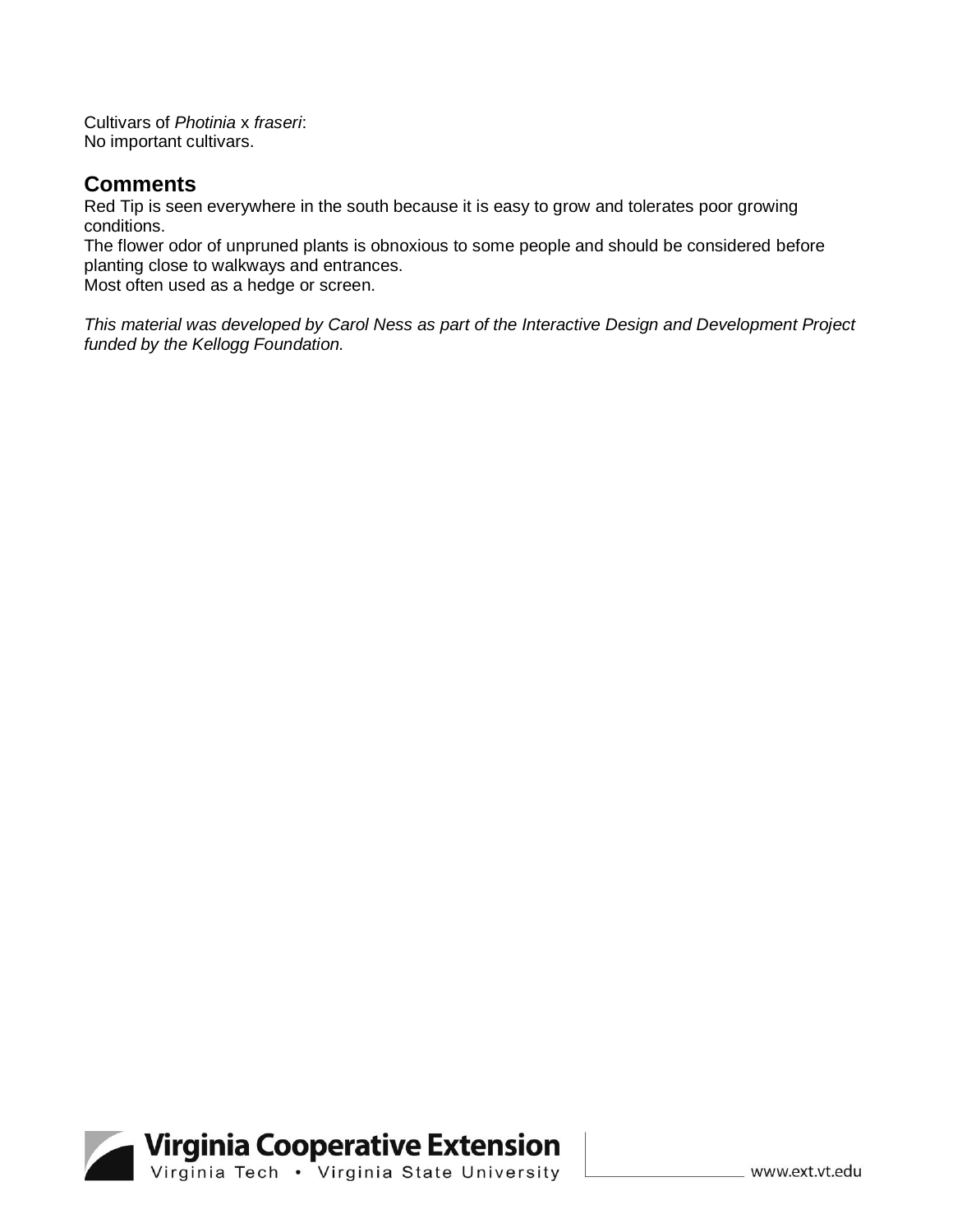Cultivars of *Photinia* x *fraseri*:
No important cultivars.

## Comments

Red Tip is seen everywhere in the south because it is easy to grow and tolerates poor growing conditions.
The flower odor of unpruned plants is obnoxious to some people and should be considered before planting close to walkways and entrances.
Most often used as a hedge or screen.

*This material was developed by Carol Ness as part of the Interactive Design and Development Project funded by the Kellogg Foundation.*